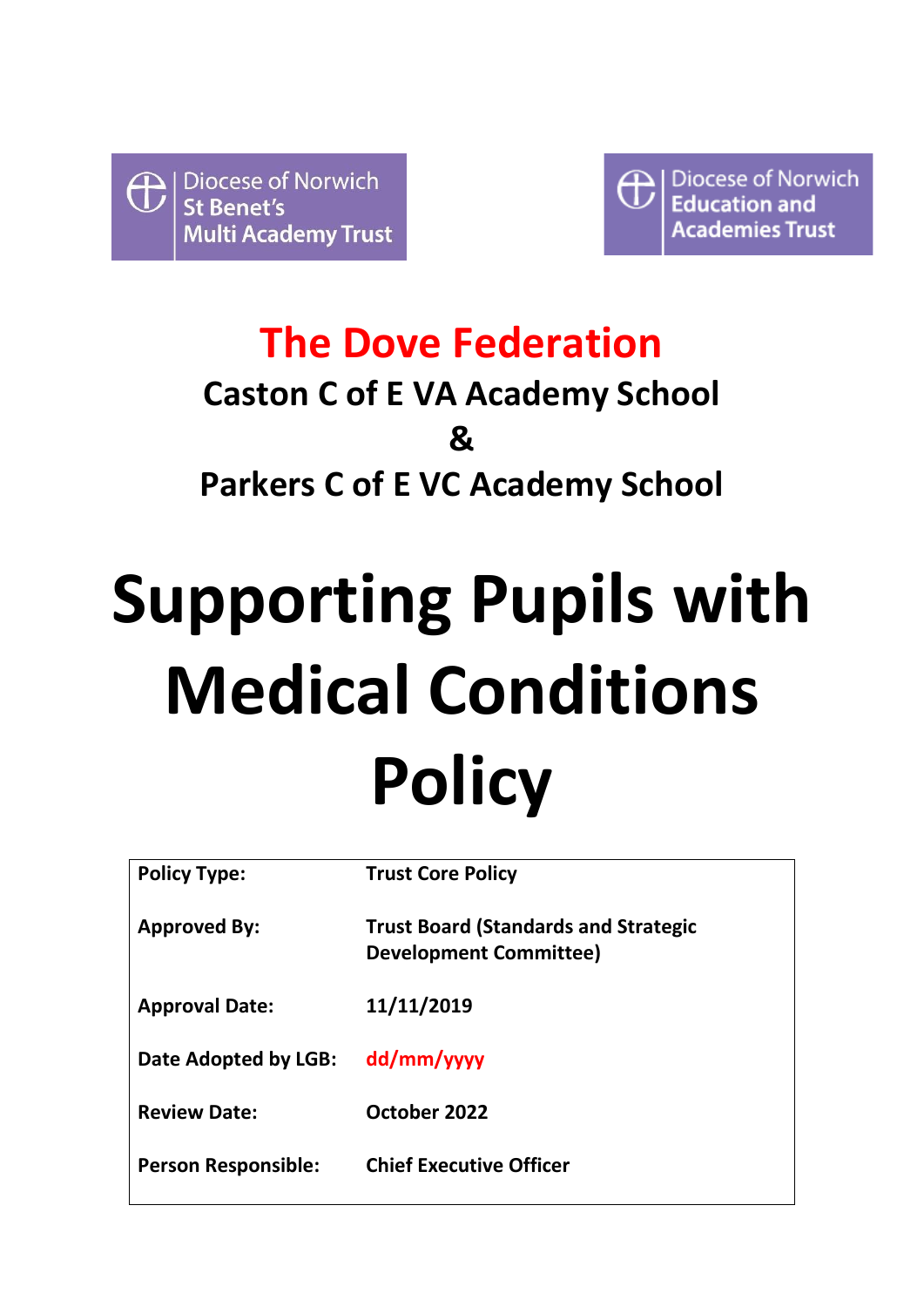Diocese of Norwich
St Benet's
Multi Academy Trust

Diocese of Norwich
Education and
Academies Trust

## The Dove Federation

### Caston C of E VA Academy School
### &
### Parkers C of E VC Academy School

# Supporting Pupils with Medical Conditions Policy

| | |
|---|---|
| **Policy Type:** | **Trust Core Policy** |
| **Approved By:** | **Trust Board (Standards and Strategic Development Committee)** |
| **Approval Date:** | **11/11/2019** |
| **Date Adopted by LGB:** | **dd/mm/yyyy** |
| **Review Date:** | **October 2022** |
| **Person Responsible:** | **Chief Executive Officer** |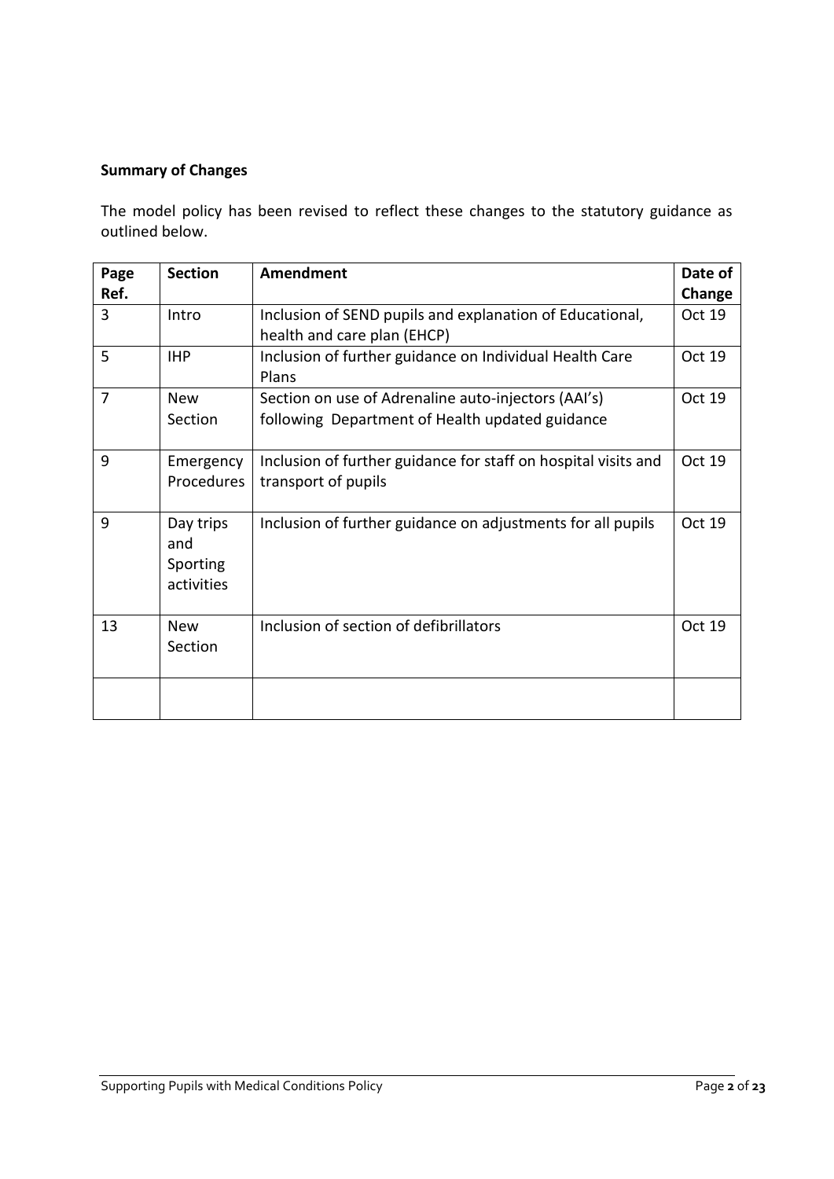**Summary of Changes**

The model policy has been revised to reflect these changes to the statutory guidance as outlined below.

| Page Ref. | Section | Amendment | Date of Change |
|---|---|---|---|
| 3 | Intro | Inclusion of SEND pupils and explanation of Educational, health and care plan (EHCP) | Oct 19 |
| 5 | IHP | Inclusion of further guidance on Individual Health Care Plans | Oct 19 |
| 7 | New Section | Section on use of Adrenaline auto-injectors (AAI's) following Department of Health updated guidance | Oct 19 |
| 9 | Emergency Procedures | Inclusion of further guidance for staff on hospital visits and transport of pupils | Oct 19 |
| 9 | Day trips and Sporting activities | Inclusion of further guidance on adjustments for all pupils | Oct 19 |
| 13 | New Section | Inclusion of section of defibrillators | Oct 19 |
| | | | |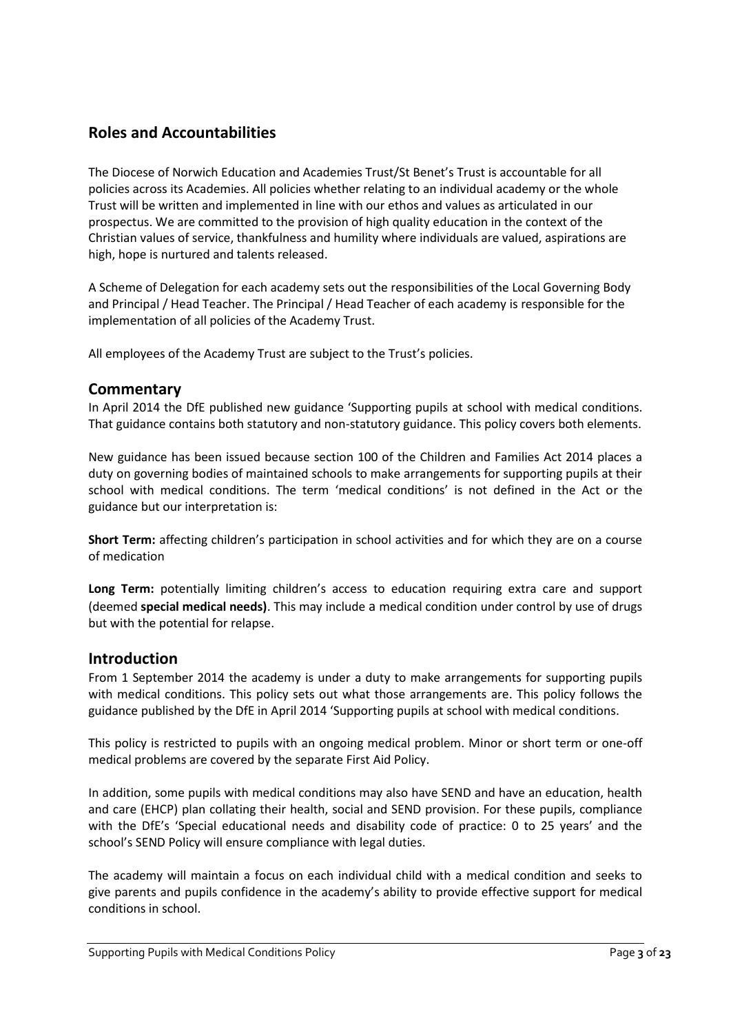## Roles and Accountabilities

The Diocese of Norwich Education and Academies Trust/St Benet's Trust is accountable for all policies across its Academies. All policies whether relating to an individual academy or the whole Trust will be written and implemented in line with our ethos and values as articulated in our prospectus. We are committed to the provision of high quality education in the context of the Christian values of service, thankfulness and humility where individuals are valued, aspirations are high, hope is nurtured and talents released.

A Scheme of Delegation for each academy sets out the responsibilities of the Local Governing Body and Principal / Head Teacher. The Principal / Head Teacher of each academy is responsible for the implementation of all policies of the Academy Trust.

All employees of the Academy Trust are subject to the Trust's policies.

## Commentary

In April 2014 the DfE published new guidance 'Supporting pupils at school with medical conditions. That guidance contains both statutory and non-statutory guidance. This policy covers both elements.

New guidance has been issued because section 100 of the Children and Families Act 2014 places a duty on governing bodies of maintained schools to make arrangements for supporting pupils at their school with medical conditions. The term 'medical conditions' is not defined in the Act or the guidance but our interpretation is:

**Short Term:** affecting children's participation in school activities and for which they are on a course of medication

**Long Term:** potentially limiting children's access to education requiring extra care and support (deemed **special medical needs)**. This may include a medical condition under control by use of drugs but with the potential for relapse.

## Introduction

From 1 September 2014 the academy is under a duty to make arrangements for supporting pupils with medical conditions. This policy sets out what those arrangements are. This policy follows the guidance published by the DfE in April 2014 'Supporting pupils at school with medical conditions.

This policy is restricted to pupils with an ongoing medical problem. Minor or short term or one-off medical problems are covered by the separate First Aid Policy.

In addition, some pupils with medical conditions may also have SEND and have an education, health and care (EHCP) plan collating their health, social and SEND provision. For these pupils, compliance with the DfE's 'Special educational needs and disability code of practice: 0 to 25 years' and the school's SEND Policy will ensure compliance with legal duties.

The academy will maintain a focus on each individual child with a medical condition and seeks to give parents and pupils confidence in the academy's ability to provide effective support for medical conditions in school.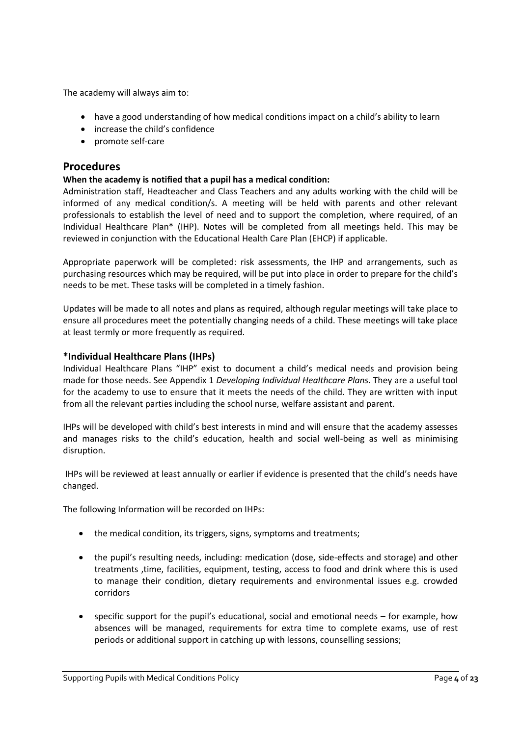The academy will always aim to:

- have a good understanding of how medical conditions impact on a child's ability to learn
- increase the child's confidence
- promote self-care

## Procedures

**When the academy is notified that a pupil has a medical condition:**

Administration staff, Headteacher and Class Teachers and any adults working with the child will be informed of any medical condition/s. A meeting will be held with parents and other relevant professionals to establish the level of need and to support the completion, where required, of an Individual Healthcare Plan* (IHP). Notes will be completed from all meetings held. This may be reviewed in conjunction with the Educational Health Care Plan (EHCP) if applicable.

Appropriate paperwork will be completed: risk assessments, the IHP and arrangements, such as purchasing resources which may be required, will be put into place in order to prepare for the child's needs to be met. These tasks will be completed in a timely fashion.

Updates will be made to all notes and plans as required, although regular meetings will take place to ensure all procedures meet the potentially changing needs of a child. These meetings will take place at least termly or more frequently as required.

### *Individual Healthcare Plans (IHPs)

Individual Healthcare Plans "IHP" exist to document a child's medical needs and provision being made for those needs. See Appendix 1 *Developing Individual Healthcare Plans.* They are a useful tool for the academy to use to ensure that it meets the needs of the child. They are written with input from all the relevant parties including the school nurse, welfare assistant and parent.

IHPs will be developed with child's best interests in mind and will ensure that the academy assesses and manages risks to the child's education, health and social well-being as well as minimising disruption.

IHPs will be reviewed at least annually or earlier if evidence is presented that the child's needs have changed.

The following Information will be recorded on IHPs:

- the medical condition, its triggers, signs, symptoms and treatments;
- the pupil's resulting needs, including: medication (dose, side-effects and storage) and other treatments ,time, facilities, equipment, testing, access to food and drink where this is used to manage their condition, dietary requirements and environmental issues e.g. crowded corridors
- specific support for the pupil's educational, social and emotional needs – for example, how absences will be managed, requirements for extra time to complete exams, use of rest periods or additional support in catching up with lessons, counselling sessions;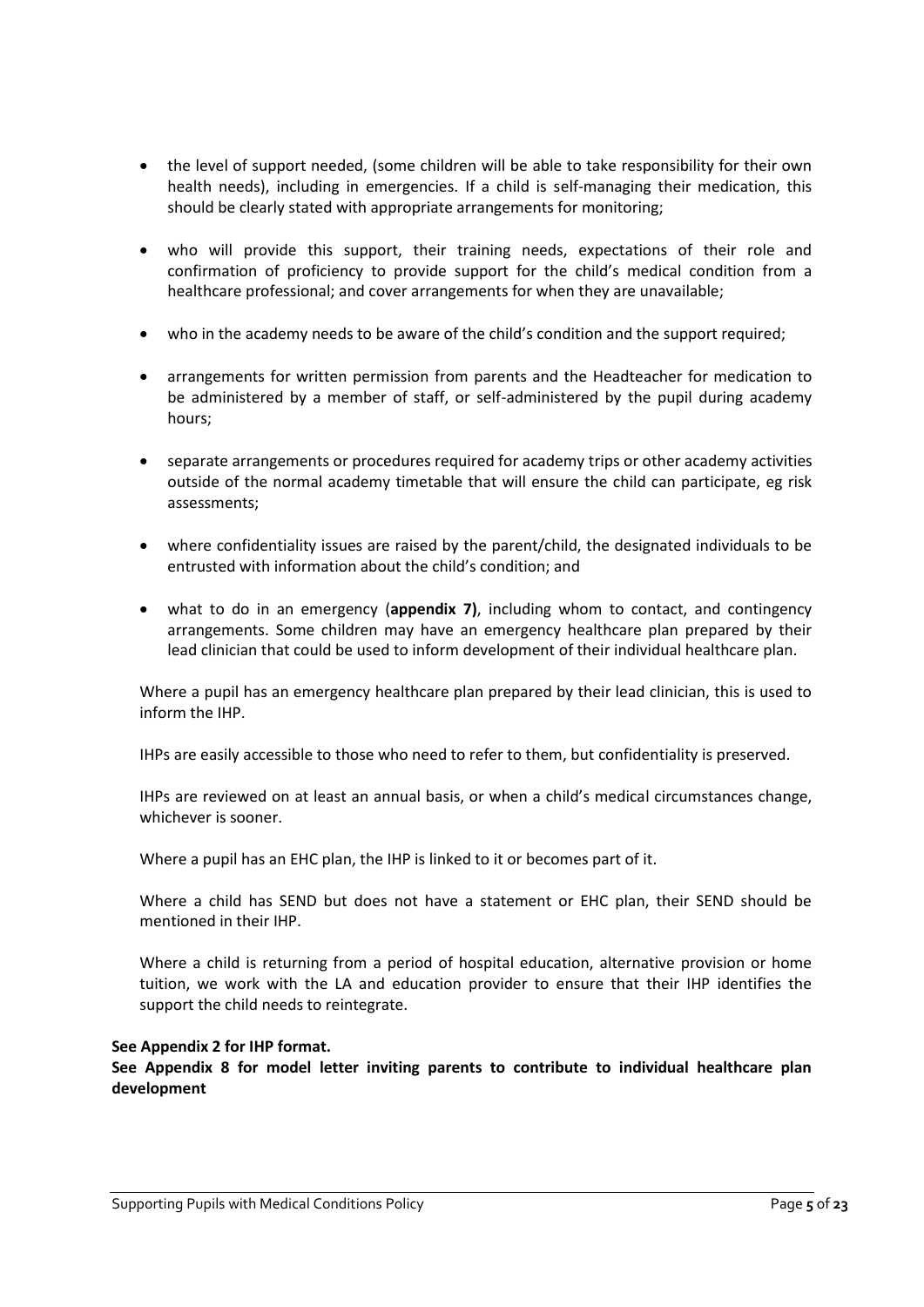- the level of support needed, (some children will be able to take responsibility for their own health needs), including in emergencies. If a child is self-managing their medication, this should be clearly stated with appropriate arrangements for monitoring;

- who will provide this support, their training needs, expectations of their role and confirmation of proficiency to provide support for the child's medical condition from a healthcare professional; and cover arrangements for when they are unavailable;

- who in the academy needs to be aware of the child's condition and the support required;

- arrangements for written permission from parents and the Headteacher for medication to be administered by a member of staff, or self-administered by the pupil during academy hours;

- separate arrangements or procedures required for academy trips or other academy activities outside of the normal academy timetable that will ensure the child can participate, eg risk assessments;

- where confidentiality issues are raised by the parent/child, the designated individuals to be entrusted with information about the child's condition; and

- what to do in an emergency (**appendix 7)**, including whom to contact, and contingency arrangements. Some children may have an emergency healthcare plan prepared by their lead clinician that could be used to inform development of their individual healthcare plan.

Where a pupil has an emergency healthcare plan prepared by their lead clinician, this is used to inform the IHP.

IHPs are easily accessible to those who need to refer to them, but confidentiality is preserved.

IHPs are reviewed on at least an annual basis, or when a child's medical circumstances change, whichever is sooner.

Where a pupil has an EHC plan, the IHP is linked to it or becomes part of it.

Where a child has SEND but does not have a statement or EHC plan, their SEND should be mentioned in their IHP.

Where a child is returning from a period of hospital education, alternative provision or home tuition, we work with the LA and education provider to ensure that their IHP identifies the support the child needs to reintegrate.

**See Appendix 2 for IHP format.**
**See Appendix 8 for model letter inviting parents to contribute to individual healthcare plan development**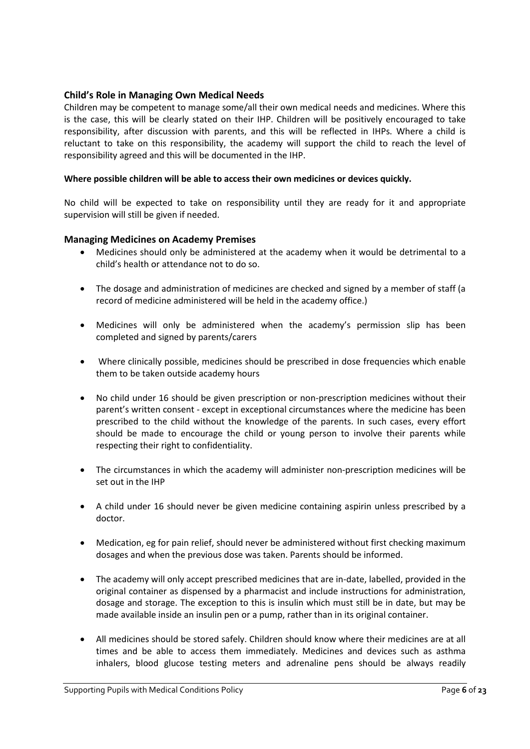## Child's Role in Managing Own Medical Needs

Children may be competent to manage some/all their own medical needs and medicines. Where this is the case, this will be clearly stated on their IHP. Children will be positively encouraged to take responsibility, after discussion with parents, and this will be reflected in IHPs. Where a child is reluctant to take on this responsibility, the academy will support the child to reach the level of responsibility agreed and this will be documented in the IHP.

**Where possible children will be able to access their own medicines or devices quickly.**

No child will be expected to take on responsibility until they are ready for it and appropriate supervision will still be given if needed.

## Managing Medicines on Academy Premises

- Medicines should only be administered at the academy when it would be detrimental to a child's health or attendance not to do so.
- The dosage and administration of medicines are checked and signed by a member of staff (a record of medicine administered will be held in the academy office.)
- Medicines will only be administered when the academy's permission slip has been completed and signed by parents/carers
- Where clinically possible, medicines should be prescribed in dose frequencies which enable them to be taken outside academy hours
- No child under 16 should be given prescription or non-prescription medicines without their parent's written consent - except in exceptional circumstances where the medicine has been prescribed to the child without the knowledge of the parents. In such cases, every effort should be made to encourage the child or young person to involve their parents while respecting their right to confidentiality.
- The circumstances in which the academy will administer non-prescription medicines will be set out in the IHP
- A child under 16 should never be given medicine containing aspirin unless prescribed by a doctor.
- Medication, eg for pain relief, should never be administered without first checking maximum dosages and when the previous dose was taken. Parents should be informed.
- The academy will only accept prescribed medicines that are in-date, labelled, provided in the original container as dispensed by a pharmacist and include instructions for administration, dosage and storage. The exception to this is insulin which must still be in date, but may be made available inside an insulin pen or a pump, rather than in its original container.
- All medicines should be stored safely. Children should know where their medicines are at all times and be able to access them immediately. Medicines and devices such as asthma inhalers, blood glucose testing meters and adrenaline pens should be always readily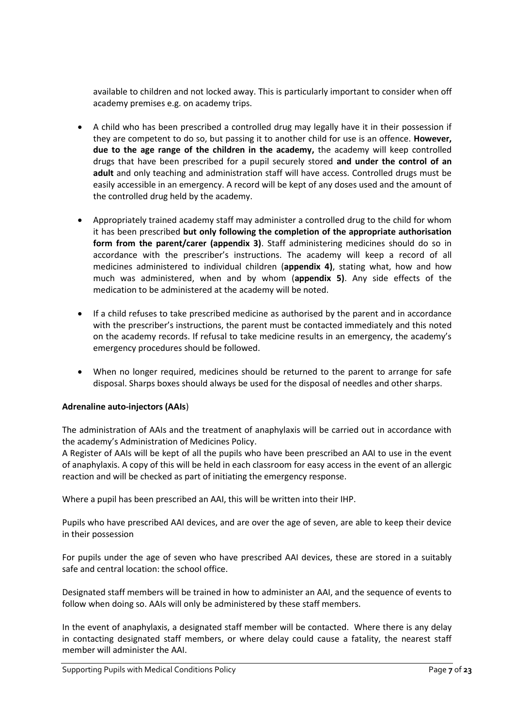available to children and not locked away. This is particularly important to consider when off academy premises e.g. on academy trips.

- A child who has been prescribed a controlled drug may legally have it in their possession if they are competent to do so, but passing it to another child for use is an offence. **However, due to the age range of the children in the academy,** the academy will keep controlled drugs that have been prescribed for a pupil securely stored **and under the control of an adult** and only teaching and administration staff will have access. Controlled drugs must be easily accessible in an emergency. A record will be kept of any doses used and the amount of the controlled drug held by the academy.

- Appropriately trained academy staff may administer a controlled drug to the child for whom it has been prescribed **but only following the completion of the appropriate authorisation form from the parent/carer (appendix 3)**. Staff administering medicines should do so in accordance with the prescriber's instructions. The academy will keep a record of all medicines administered to individual children (**appendix 4)**, stating what, how and how much was administered, when and by whom (**appendix 5)**. Any side effects of the medication to be administered at the academy will be noted.

- If a child refuses to take prescribed medicine as authorised by the parent and in accordance with the prescriber's instructions, the parent must be contacted immediately and this noted on the academy records. If refusal to take medicine results in an emergency, the academy's emergency procedures should be followed.

- When no longer required, medicines should be returned to the parent to arrange for safe disposal. Sharps boxes should always be used for the disposal of needles and other sharps.

**Adrenaline auto-injectors (AAIs**)

The administration of AAIs and the treatment of anaphylaxis will be carried out in accordance with the academy's Administration of Medicines Policy.
A Register of AAIs will be kept of all the pupils who have been prescribed an AAI to use in the event of anaphylaxis. A copy of this will be held in each classroom for easy access in the event of an allergic reaction and will be checked as part of initiating the emergency response.

Where a pupil has been prescribed an AAI, this will be written into their IHP.

Pupils who have prescribed AAI devices, and are over the age of seven, are able to keep their device in their possession

For pupils under the age of seven who have prescribed AAI devices, these are stored in a suitably safe and central location: the school office.

Designated staff members will be trained in how to administer an AAI, and the sequence of events to follow when doing so. AAIs will only be administered by these staff members.

In the event of anaphylaxis, a designated staff member will be contacted. Where there is any delay in contacting designated staff members, or where delay could cause a fatality, the nearest staff member will administer the AAI.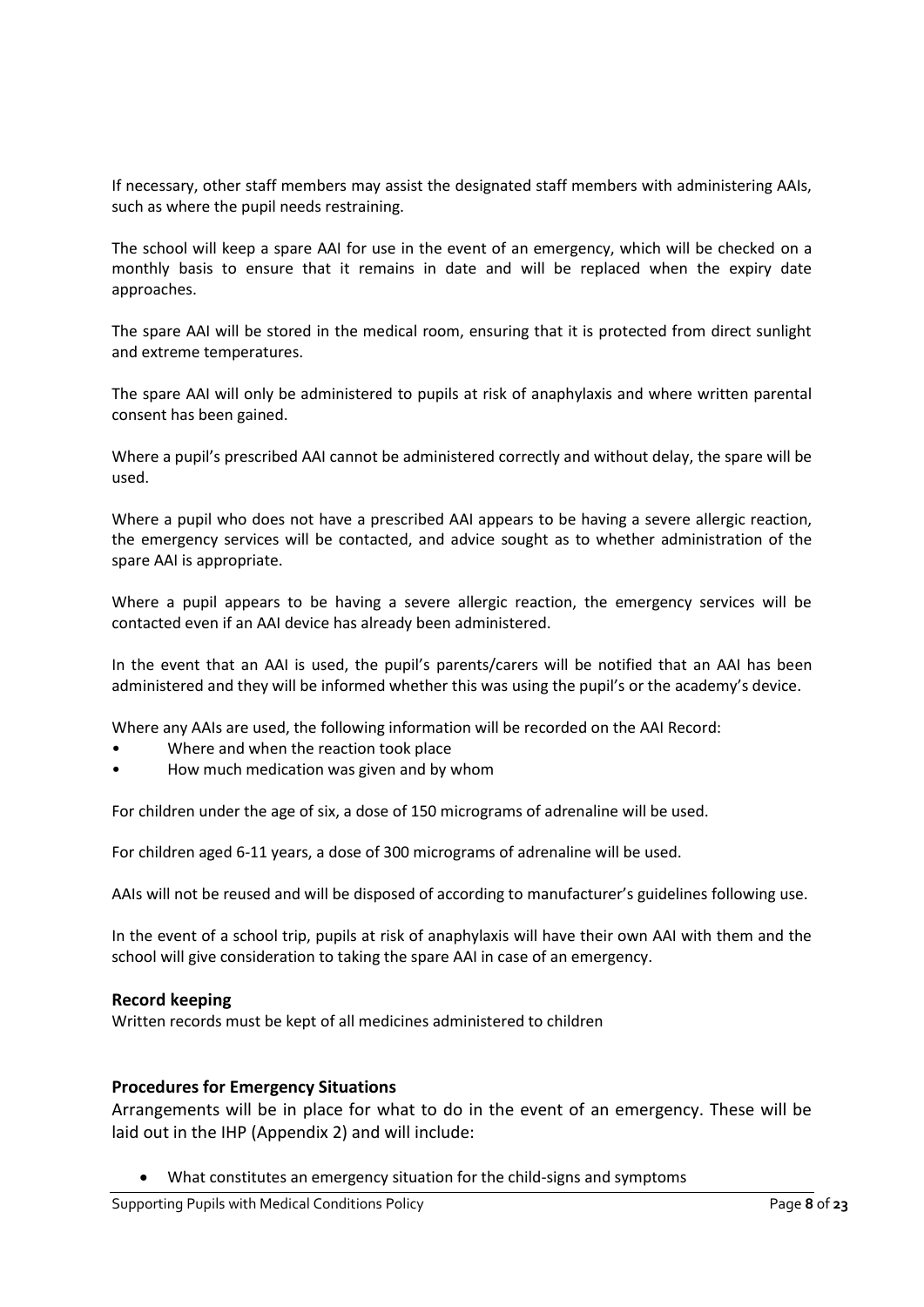If necessary, other staff members may assist the designated staff members with administering AAIs, such as where the pupil needs restraining.

The school will keep a spare AAI for use in the event of an emergency, which will be checked on a monthly basis to ensure that it remains in date and will be replaced when the expiry date approaches.

The spare AAI will be stored in the medical room, ensuring that it is protected from direct sunlight and extreme temperatures.

The spare AAI will only be administered to pupils at risk of anaphylaxis and where written parental consent has been gained.

Where a pupil's prescribed AAI cannot be administered correctly and without delay, the spare will be used.

Where a pupil who does not have a prescribed AAI appears to be having a severe allergic reaction, the emergency services will be contacted, and advice sought as to whether administration of the spare AAI is appropriate.

Where a pupil appears to be having a severe allergic reaction, the emergency services will be contacted even if an AAI device has already been administered.

In the event that an AAI is used, the pupil's parents/carers will be notified that an AAI has been administered and they will be informed whether this was using the pupil's or the academy's device.

Where any AAIs are used, the following information will be recorded on the AAI Record:

- Where and when the reaction took place
- How much medication was given and by whom

For children under the age of six, a dose of 150 micrograms of adrenaline will be used.

For children aged 6-11 years, a dose of 300 micrograms of adrenaline will be used.

AAIs will not be reused and will be disposed of according to manufacturer's guidelines following use.

In the event of a school trip, pupils at risk of anaphylaxis will have their own AAI with them and the school will give consideration to taking the spare AAI in case of an emergency.

**Record keeping**

Written records must be kept of all medicines administered to children

**Procedures for Emergency Situations**

Arrangements will be in place for what to do in the event of an emergency. These will be laid out in the IHP (Appendix 2) and will include:

- What constitutes an emergency situation for the child-signs and symptoms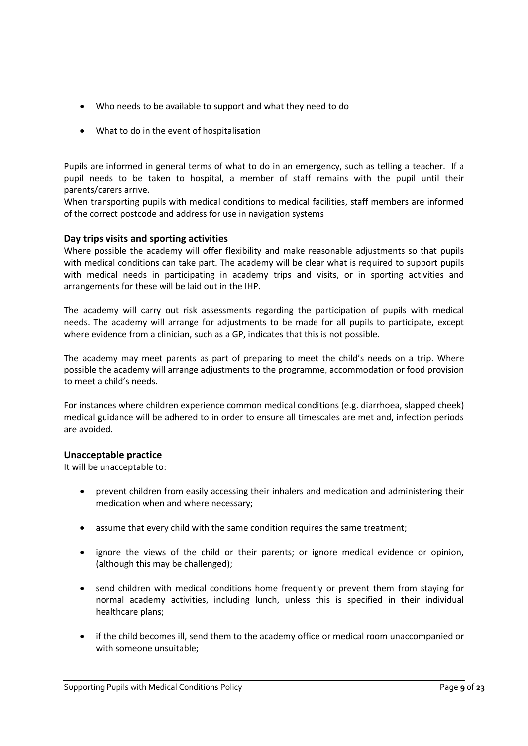- Who needs to be available to support and what they need to do
- What to do in the event of hospitalisation

Pupils are informed in general terms of what to do in an emergency, such as telling a teacher. If a pupil needs to be taken to hospital, a member of staff remains with the pupil until their parents/carers arrive.
When transporting pupils with medical conditions to medical facilities, staff members are informed of the correct postcode and address for use in navigation systems

### Day trips visits and sporting activities

Where possible the academy will offer flexibility and make reasonable adjustments so that pupils with medical conditions can take part. The academy will be clear what is required to support pupils with medical needs in participating in academy trips and visits, or in sporting activities and arrangements for these will be laid out in the IHP.

The academy will carry out risk assessments regarding the participation of pupils with medical needs. The academy will arrange for adjustments to be made for all pupils to participate, except where evidence from a clinician, such as a GP, indicates that this is not possible.

The academy may meet parents as part of preparing to meet the child's needs on a trip. Where possible the academy will arrange adjustments to the programme, accommodation or food provision to meet a child's needs.

For instances where children experience common medical conditions (e.g. diarrhoea, slapped cheek) medical guidance will be adhered to in order to ensure all timescales are met and, infection periods are avoided.

### Unacceptable practice

It will be unacceptable to:

- prevent children from easily accessing their inhalers and medication and administering their medication when and where necessary;
- assume that every child with the same condition requires the same treatment;
- ignore the views of the child or their parents; or ignore medical evidence or opinion, (although this may be challenged);
- send children with medical conditions home frequently or prevent them from staying for normal academy activities, including lunch, unless this is specified in their individual healthcare plans;
- if the child becomes ill, send them to the academy office or medical room unaccompanied or with someone unsuitable;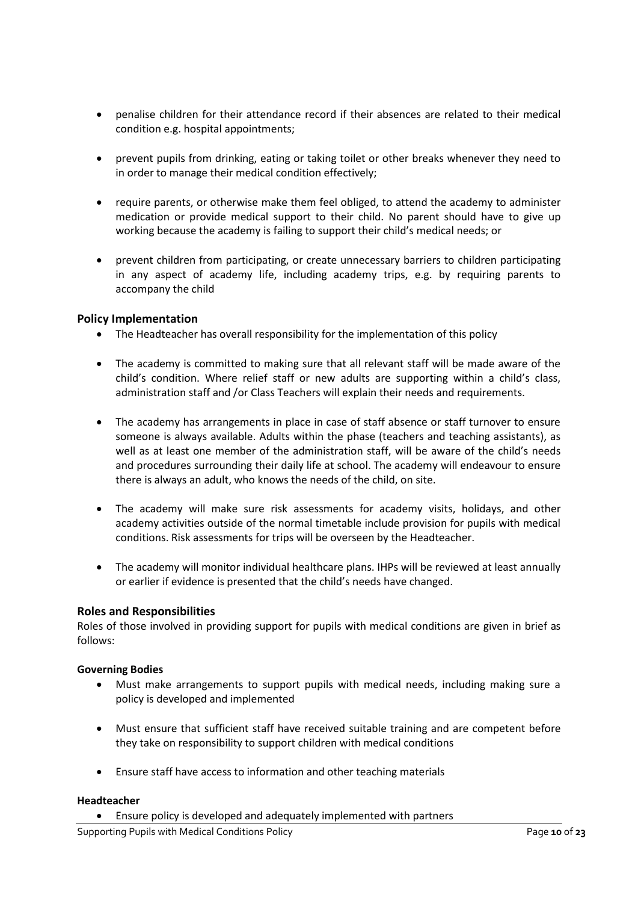- penalise children for their attendance record if their absences are related to their medical condition e.g. hospital appointments;

- prevent pupils from drinking, eating or taking toilet or other breaks whenever they need to in order to manage their medical condition effectively;

- require parents, or otherwise make them feel obliged, to attend the academy to administer medication or provide medical support to their child. No parent should have to give up working because the academy is failing to support their child's medical needs; or

- prevent children from participating, or create unnecessary barriers to children participating in any aspect of academy life, including academy trips, e.g. by requiring parents to accompany the child

## Policy Implementation

- The Headteacher has overall responsibility for the implementation of this policy

- The academy is committed to making sure that all relevant staff will be made aware of the child's condition. Where relief staff or new adults are supporting within a child's class, administration staff and /or Class Teachers will explain their needs and requirements.

- The academy has arrangements in place in case of staff absence or staff turnover to ensure someone is always available. Adults within the phase (teachers and teaching assistants), as well as at least one member of the administration staff, will be aware of the child's needs and procedures surrounding their daily life at school. The academy will endeavour to ensure there is always an adult, who knows the needs of the child, on site.

- The academy will make sure risk assessments for academy visits, holidays, and other academy activities outside of the normal timetable include provision for pupils with medical conditions. Risk assessments for trips will be overseen by the Headteacher.

- The academy will monitor individual healthcare plans. IHPs will be reviewed at least annually or earlier if evidence is presented that the child's needs have changed.

## Roles and Responsibilities

Roles of those involved in providing support for pupils with medical conditions are given in brief as follows:

**Governing Bodies**

- Must make arrangements to support pupils with medical needs, including making sure a policy is developed and implemented

- Must ensure that sufficient staff have received suitable training and are competent before they take on responsibility to support children with medical conditions

- Ensure staff have access to information and other teaching materials

**Headteacher**

- Ensure policy is developed and adequately implemented with partners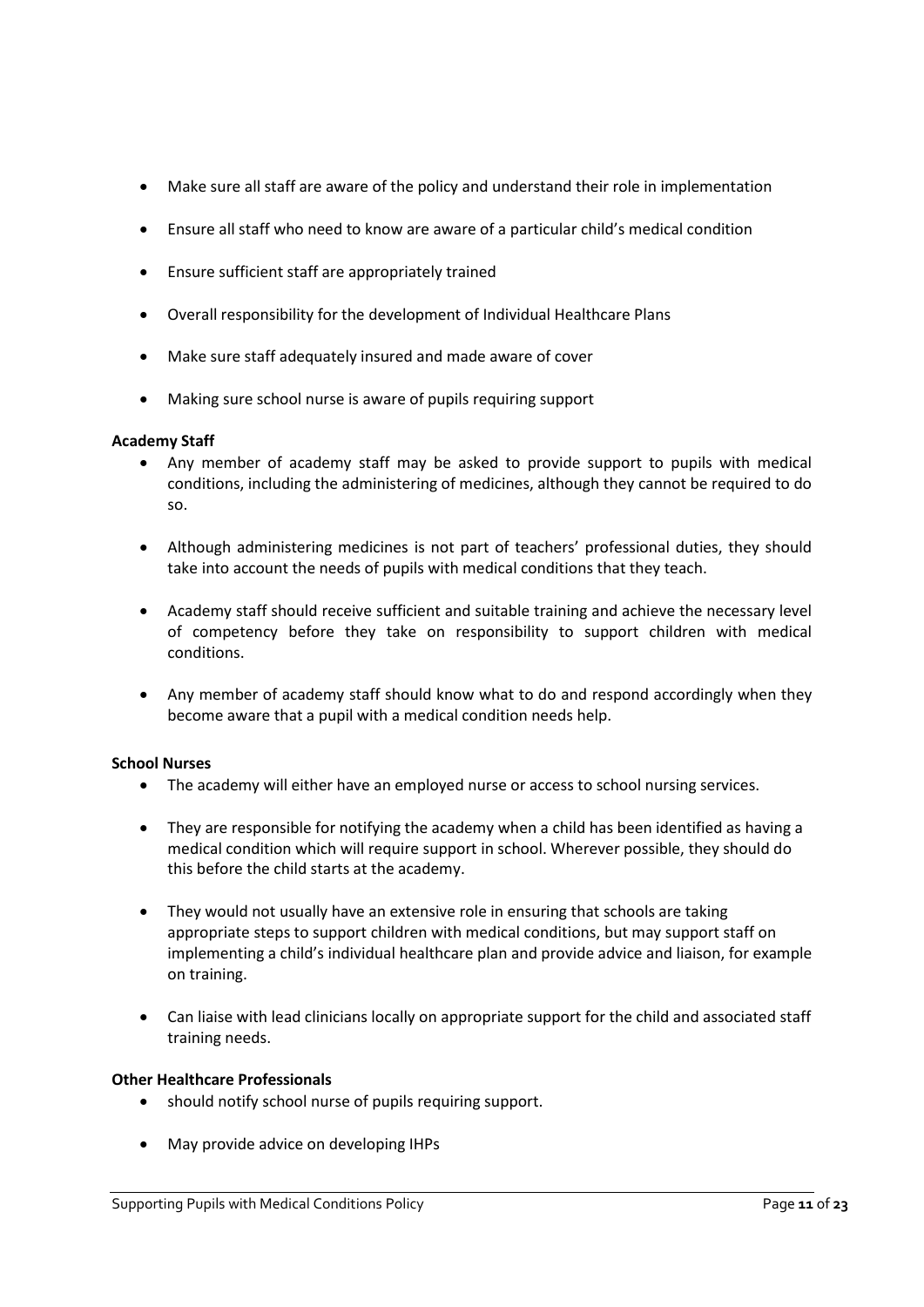- Make sure all staff are aware of the policy and understand their role in implementation
- Ensure all staff who need to know are aware of a particular child's medical condition
- Ensure sufficient staff are appropriately trained
- Overall responsibility for the development of Individual Healthcare Plans
- Make sure staff adequately insured and made aware of cover
- Making sure school nurse is aware of pupils requiring support

**Academy Staff**

- Any member of academy staff may be asked to provide support to pupils with medical conditions, including the administering of medicines, although they cannot be required to do so.
- Although administering medicines is not part of teachers' professional duties, they should take into account the needs of pupils with medical conditions that they teach.
- Academy staff should receive sufficient and suitable training and achieve the necessary level of competency before they take on responsibility to support children with medical conditions.
- Any member of academy staff should know what to do and respond accordingly when they become aware that a pupil with a medical condition needs help.

**School Nurses**

- The academy will either have an employed nurse or access to school nursing services.
- They are responsible for notifying the academy when a child has been identified as having a medical condition which will require support in school. Wherever possible, they should do this before the child starts at the academy.
- They would not usually have an extensive role in ensuring that schools are taking appropriate steps to support children with medical conditions, but may support staff on implementing a child's individual healthcare plan and provide advice and liaison, for example on training.
- Can liaise with lead clinicians locally on appropriate support for the child and associated staff training needs.

**Other Healthcare Professionals**

- should notify school nurse of pupils requiring support.
- May provide advice on developing IHPs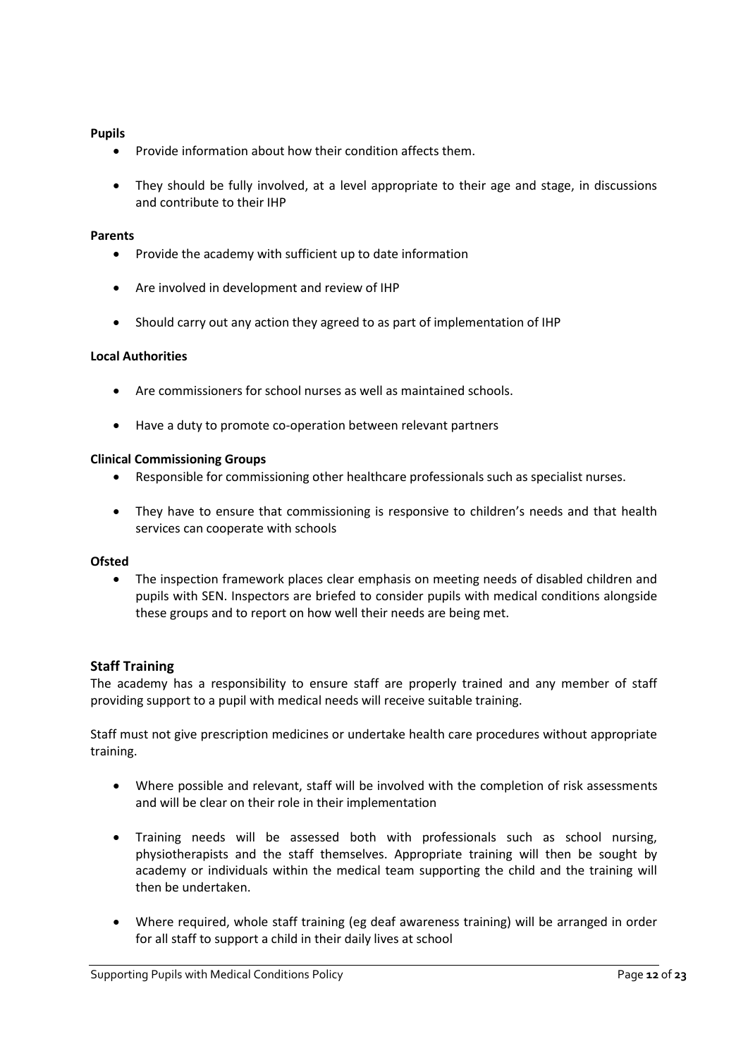**Pupils**

- Provide information about how their condition affects them.
- They should be fully involved, at a level appropriate to their age and stage, in discussions and contribute to their IHP

**Parents**

- Provide the academy with sufficient up to date information
- Are involved in development and review of IHP
- Should carry out any action they agreed to as part of implementation of IHP

**Local Authorities**

- Are commissioners for school nurses as well as maintained schools.
- Have a duty to promote co-operation between relevant partners

**Clinical Commissioning Groups**

- Responsible for commissioning other healthcare professionals such as specialist nurses.
- They have to ensure that commissioning is responsive to children's needs and that health services can cooperate with schools

**Ofsted**

- The inspection framework places clear emphasis on meeting needs of disabled children and pupils with SEN. Inspectors are briefed to consider pupils with medical conditions alongside these groups and to report on how well their needs are being met.

## Staff Training

The academy has a responsibility to ensure staff are properly trained and any member of staff providing support to a pupil with medical needs will receive suitable training.

Staff must not give prescription medicines or undertake health care procedures without appropriate training.

- Where possible and relevant, staff will be involved with the completion of risk assessments and will be clear on their role in their implementation
- Training needs will be assessed both with professionals such as school nursing, physiotherapists and the staff themselves. Appropriate training will then be sought by academy or individuals within the medical team supporting the child and the training will then be undertaken.
- Where required, whole staff training (eg deaf awareness training) will be arranged in order for all staff to support a child in their daily lives at school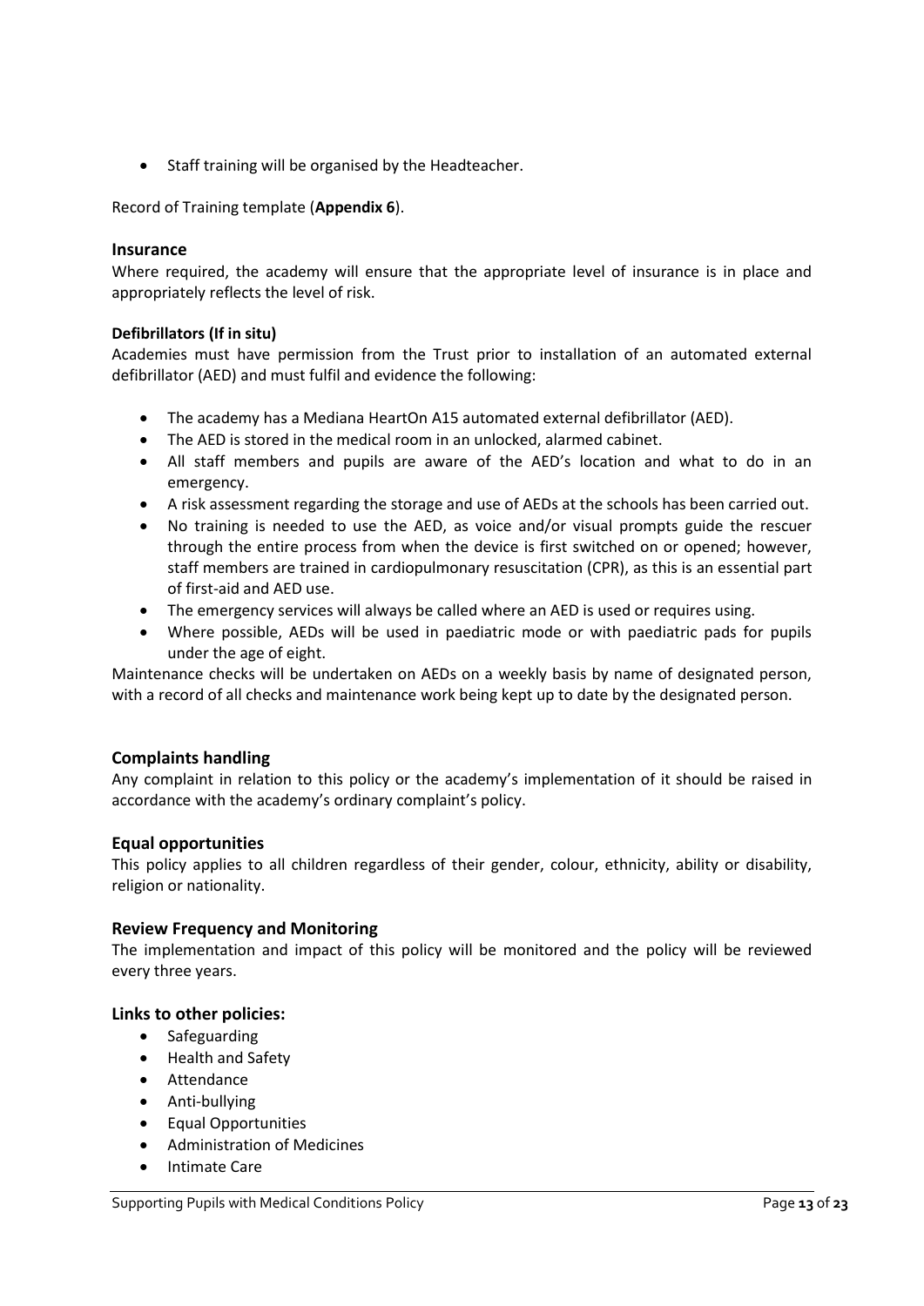- Staff training will be organised by the Headteacher.

Record of Training template (**Appendix 6**).

## Insurance

Where required, the academy will ensure that the appropriate level of insurance is in place and appropriately reflects the level of risk.

### Defibrillators (If in situ)

Academies must have permission from the Trust prior to installation of an automated external defibrillator (AED) and must fulfil and evidence the following:

- The academy has a Mediana HeartOn A15 automated external defibrillator (AED).
- The AED is stored in the medical room in an unlocked, alarmed cabinet.
- All staff members and pupils are aware of the AED's location and what to do in an emergency.
- A risk assessment regarding the storage and use of AEDs at the schools has been carried out.
- No training is needed to use the AED, as voice and/or visual prompts guide the rescuer through the entire process from when the device is first switched on or opened; however, staff members are trained in cardiopulmonary resuscitation (CPR), as this is an essential part of first-aid and AED use.
- The emergency services will always be called where an AED is used or requires using.
- Where possible, AEDs will be used in paediatric mode or with paediatric pads for pupils under the age of eight.

Maintenance checks will be undertaken on AEDs on a weekly basis by name of designated person, with a record of all checks and maintenance work being kept up to date by the designated person.

## Complaints handling

Any complaint in relation to this policy or the academy's implementation of it should be raised in accordance with the academy's ordinary complaint's policy.

## Equal opportunities

This policy applies to all children regardless of their gender, colour, ethnicity, ability or disability, religion or nationality.

## Review Frequency and Monitoring

The implementation and impact of this policy will be monitored and the policy will be reviewed every three years.

## Links to other policies:

- Safeguarding
- Health and Safety
- Attendance
- Anti-bullying
- Equal Opportunities
- Administration of Medicines
- Intimate Care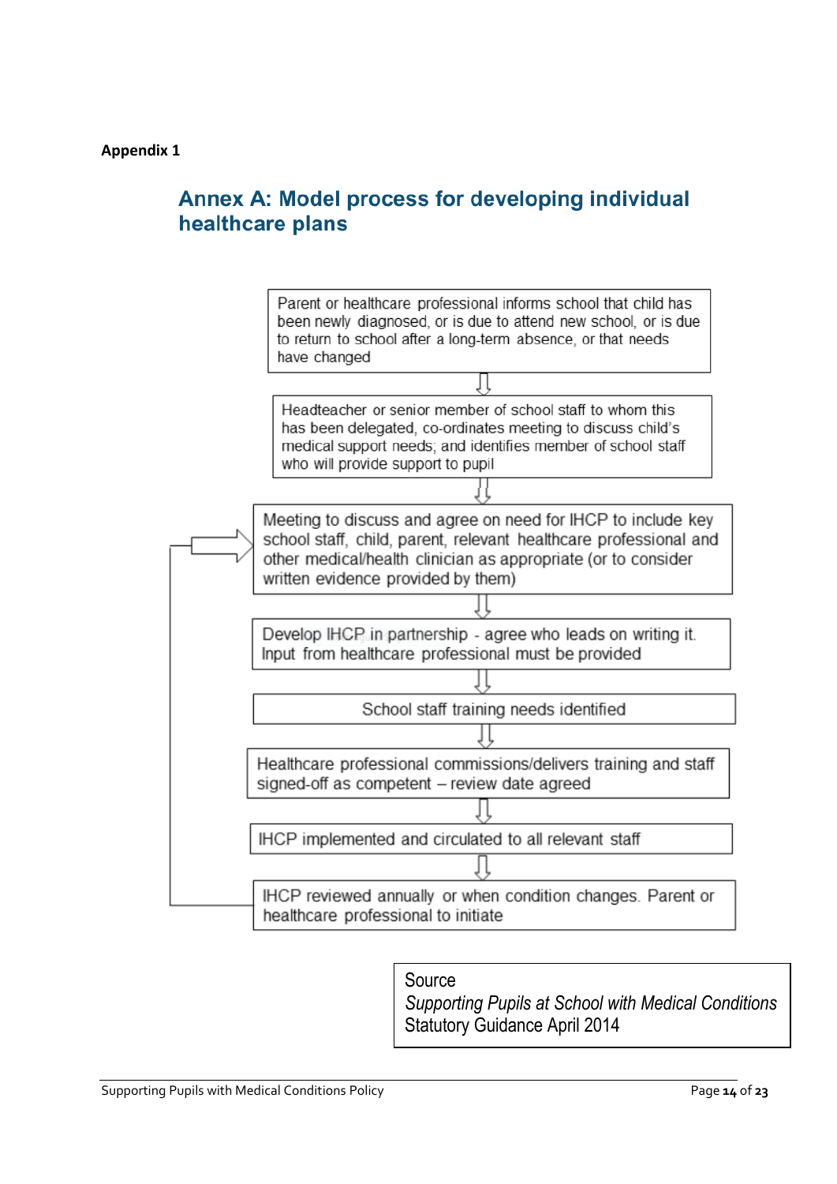**Appendix 1**

## Annex A: Model process for developing individual healthcare plans

Parent or healthcare professional informs school that child has been newly diagnosed, or is due to attend new school, or is due to return to school after a long-term absence, or that needs have changed

⇩

Headteacher or senior member of school staff to whom this has been delegated, co-ordinates meeting to discuss child's medical support needs; and identifies member of school staff who will provide support to pupil

⇩

Meeting to discuss and agree on need for IHCP to include key school staff, child, parent, relevant healthcare professional and other medical/health clinician as appropriate (or to consider written evidence provided by them)

⇩

Develop IHCP in partnership - agree who leads on writing it. Input from healthcare professional must be provided

⇩

School staff training needs identified

⇩

Healthcare professional commissions/delivers training and staff signed-off as competent – review date agreed

⇩

IHCP implemented and circulated to all relevant staff

⇩

IHCP reviewed annually or when condition changes. Parent or healthcare professional to initiate (returns to "Meeting to discuss and agree on need for IHCP")

Source
*Supporting Pupils at School with Medical Conditions*
Statutory Guidance April 2014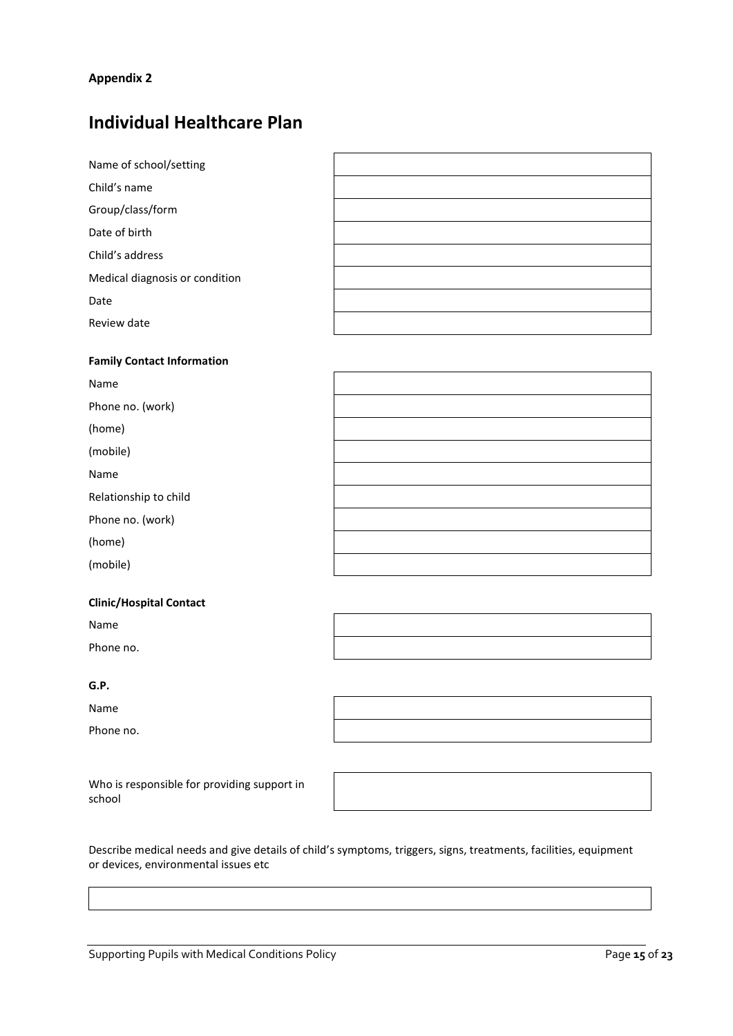**Appendix 2**

# Individual Healthcare Plan

| | |
|---|---|
| Name of school/setting | |
| Child's name | |
| Group/class/form | |
| Date of birth | |
| Child's address | |
| Medical diagnosis or condition | |
| Date | |
| Review date | |

**Family Contact Information**

| | |
|---|---|
| Name | |
| Phone no. (work) | |
| (home) | |
| (mobile) | |
| Name | |
| Relationship to child | |
| Phone no. (work) | |
| (home) | |
| (mobile) | |

**Clinic/Hospital Contact**

| | |
|---|---|
| Name | |
| Phone no. | |

**G.P.**

| | |
|---|---|
| Name | |
| Phone no. | |

| | |
|---|---|
| Who is responsible for providing support in school | |

Describe medical needs and give details of child's symptoms, triggers, signs, treatments, facilities, equipment or devices, environmental issues etc

| |
|---|
| |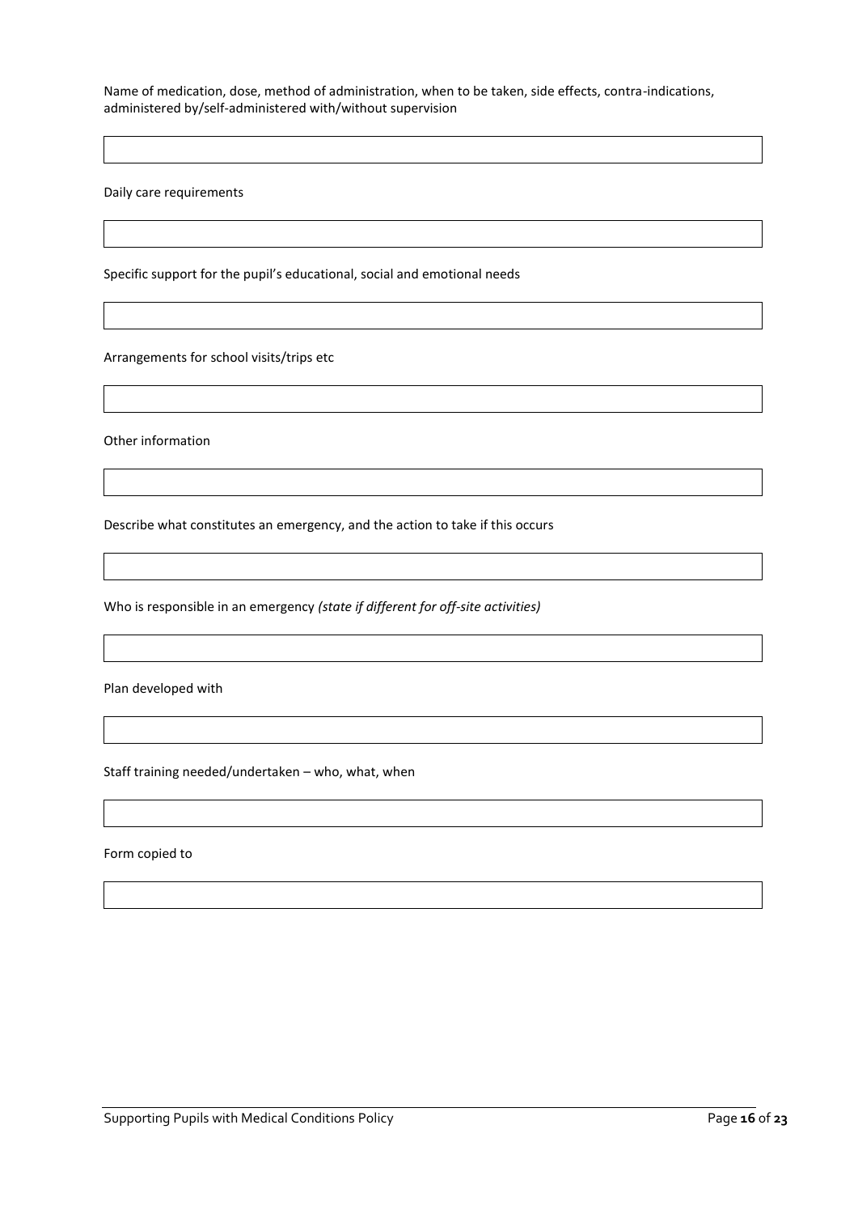Name of medication, dose, method of administration, when to be taken, side effects, contra-indications, administered by/self-administered with/without supervision

| |
|---|
| |

Daily care requirements

| |
|---|
| |

Specific support for the pupil's educational, social and emotional needs

| |
|---|
| |

Arrangements for school visits/trips etc

| |
|---|
| |

Other information

| |
|---|
| |

Describe what constitutes an emergency, and the action to take if this occurs

| |
|---|
| |

Who is responsible in an emergency *(state if different for off-site activities)*

| |
|---|
| |

Plan developed with

| |
|---|
| |

Staff training needed/undertaken – who, what, when

| |
|---|
| |

Form copied to

| |
|---|
| |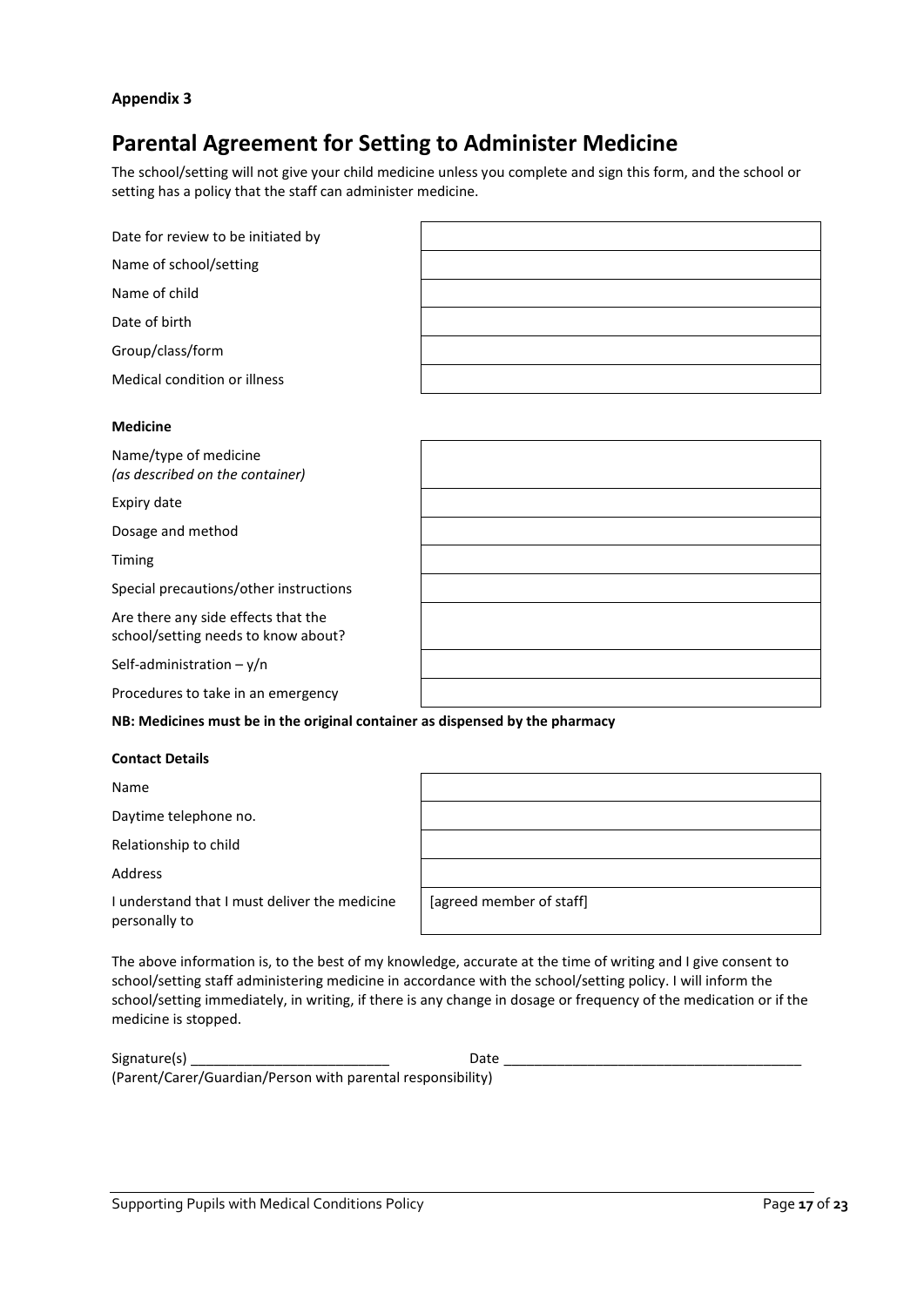**Appendix 3**

# Parental Agreement for Setting to Administer Medicine

The school/setting will not give your child medicine unless you complete and sign this form, and the school or setting has a policy that the staff can administer medicine.

| | |
|---|---|
| Date for review to be initiated by | |
| Name of school/setting | |
| Name of child | |
| Date of birth | |
| Group/class/form | |
| Medical condition or illness | |

**Medicine**

| | |
|---|---|
| Name/type of medicine *(as described on the container)* | |
| Expiry date | |
| Dosage and method | |
| Timing | |
| Special precautions/other instructions | |
| Are there any side effects that the school/setting needs to know about? | |
| Self-administration – y/n | |
| Procedures to take in an emergency | |

**NB: Medicines must be in the original container as dispensed by the pharmacy**

**Contact Details**

| | |
|---|---|
| Name | |
| Daytime telephone no. | |
| Relationship to child | |
| Address | |
| I understand that I must deliver the medicine personally to | [agreed member of staff] |

The above information is, to the best of my knowledge, accurate at the time of writing and I give consent to school/setting staff administering medicine in accordance with the school/setting policy. I will inform the school/setting immediately, in writing, if there is any change in dosage or frequency of the medication or if the medicine is stopped.

Signature(s) ___________________________ Date ________________________________________
(Parent/Carer/Guardian/Person with parental responsibility)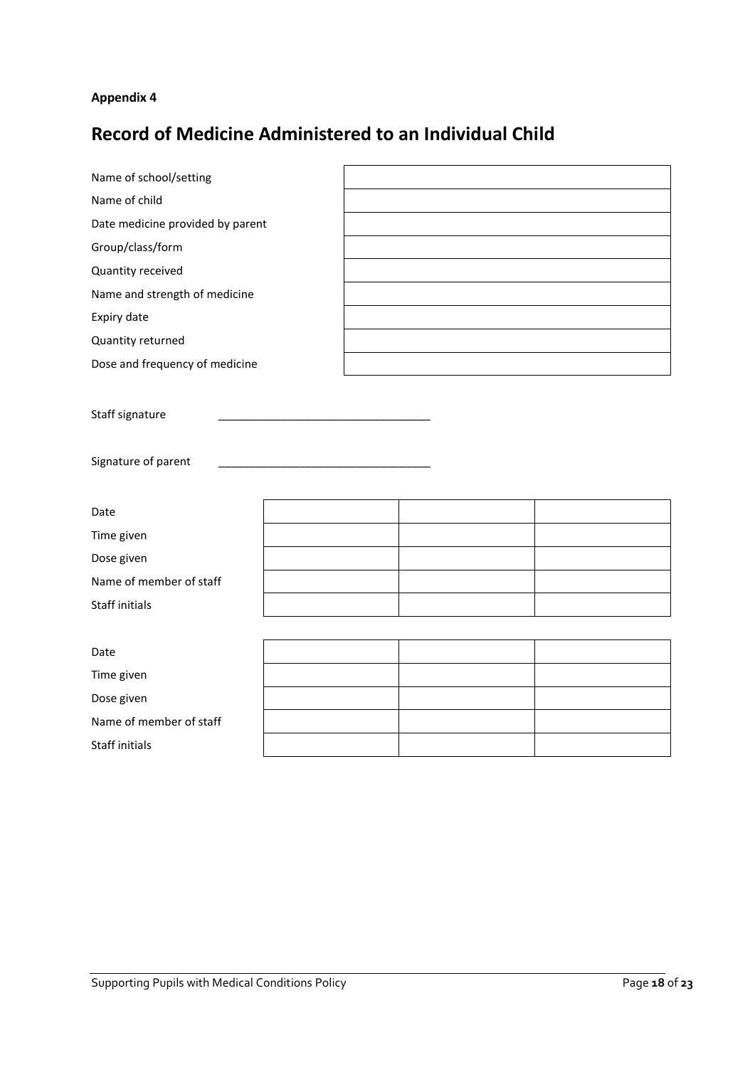**Appendix 4**

# Record of Medicine Administered to an Individual Child

| | |
|---|---|
| Name of school/setting | |
| Name of child | |
| Date medicine provided by parent | |
| Group/class/form | |
| Quantity received | |
| Name and strength of medicine | |
| Expiry date | |
| Quantity returned | |
| Dose and frequency of medicine | |

Staff signature ________________________________

Signature of parent ________________________________

| | | | |
|---|---|---|---|
| Date | | | |
| Time given | | | |
| Dose given | | | |
| Name of member of staff | | | |
| Staff initials | | | |

| | | | |
|---|---|---|---|
| Date | | | |
| Time given | | | |
| Dose given | | | |
| Name of member of staff | | | |
| Staff initials | | | |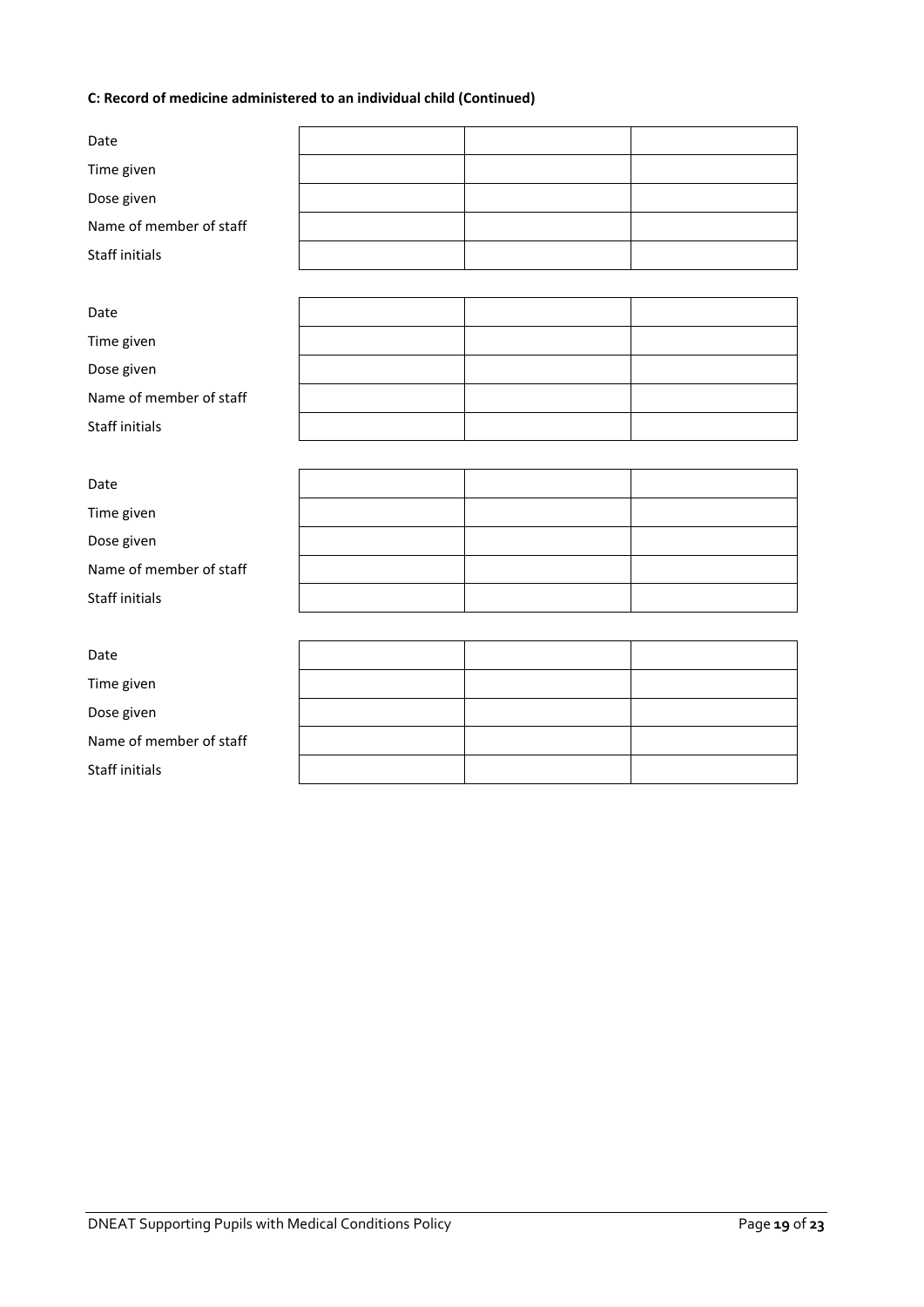**C: Record of medicine administered to an individual child (Continued)**

| | | | |
|---|---|---|---|
| Date | | | |
| Time given | | | |
| Dose given | | | |
| Name of member of staff | | | |
| Staff initials | | | |

| | | | |
|---|---|---|---|
| Date | | | |
| Time given | | | |
| Dose given | | | |
| Name of member of staff | | | |
| Staff initials | | | |

| | | | |
|---|---|---|---|
| Date | | | |
| Time given | | | |
| Dose given | | | |
| Name of member of staff | | | |
| Staff initials | | | |

| | | | |
|---|---|---|---|
| Date | | | |
| Time given | | | |
| Dose given | | | |
| Name of member of staff | | | |
| Staff initials | | | |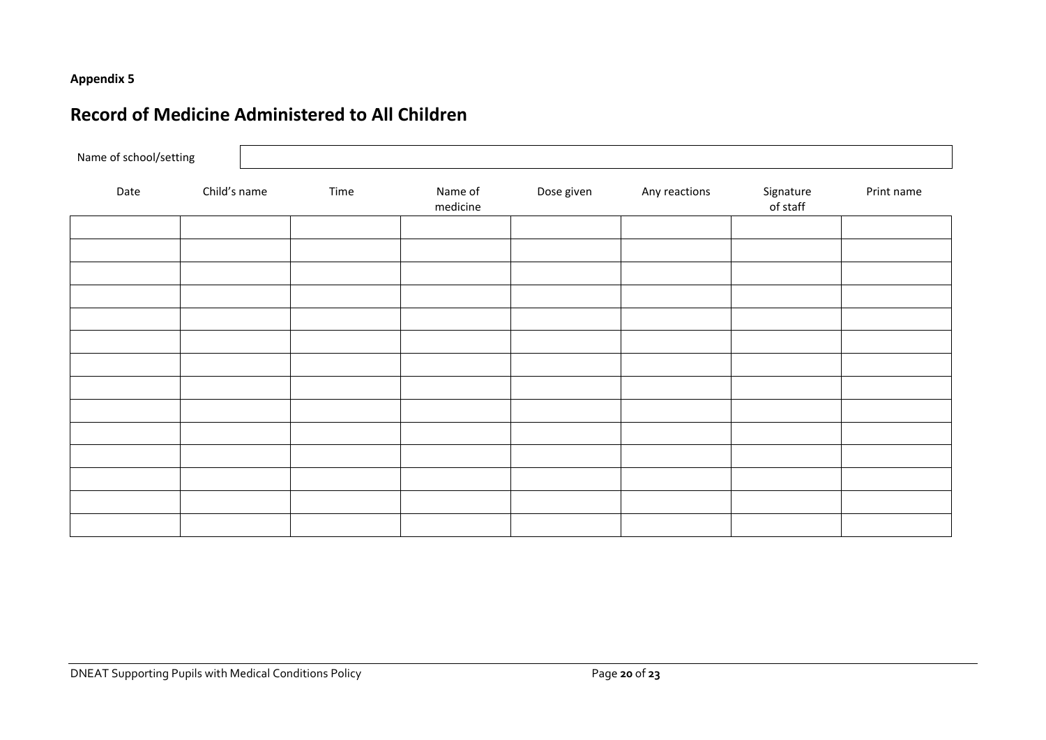**Appendix 5**

## Record of Medicine Administered to All Children

| Name of school/setting | |
|---|---|

| Date | Child's name | Time | Name of medicine | Dose given | Any reactions | Signature of staff | Print name |
|---|---|---|---|---|---|---|---|
| | | | | | | | |
| | | | | | | | |
| | | | | | | | |
| | | | | | | | |
| | | | | | | | |
| | | | | | | | |
| | | | | | | | |
| | | | | | | | |
| | | | | | | | |
| | | | | | | | |
| | | | | | | | |
| | | | | | | | |
| | | | | | | | |
| | | | | | | | |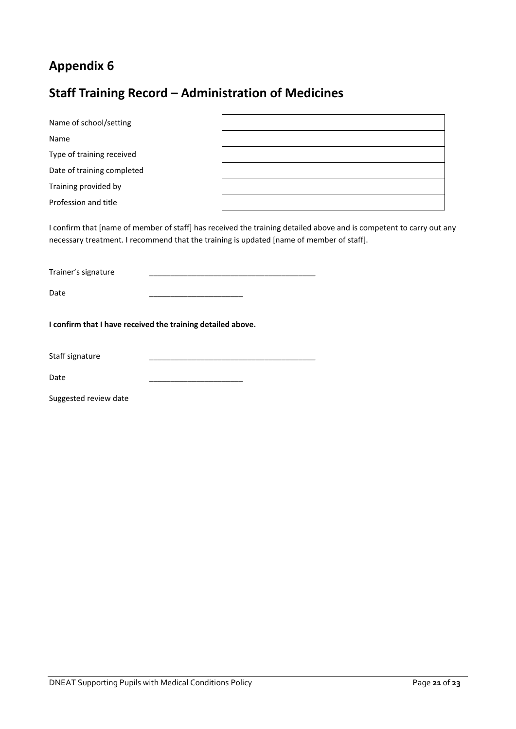## Appendix 6

## Staff Training Record – Administration of Medicines

| | |
|---|---|
| Name of school/setting | |
| Name | |
| Type of training received | |
| Date of training completed | |
| Training provided by | |
| Profession and title | |

I confirm that [name of member of staff] has received the training detailed above and is competent to carry out any necessary treatment. I recommend that the training is updated [name of member of staff].

Trainer's signature \_\_\_\_\_\_\_\_\_\_\_\_\_\_\_\_\_\_\_\_\_\_\_\_\_\_\_\_\_\_\_\_\_\_\_\_\_\_\_

Date \_\_\_\_\_\_\_\_\_\_\_\_\_\_\_\_\_\_\_\_\_\_

**I confirm that I have received the training detailed above.**

Staff signature \_\_\_\_\_\_\_\_\_\_\_\_\_\_\_\_\_\_\_\_\_\_\_\_\_\_\_\_\_\_\_\_\_\_\_\_\_\_\_

Date \_\_\_\_\_\_\_\_\_\_\_\_\_\_\_\_\_\_\_\_\_\_

Suggested review date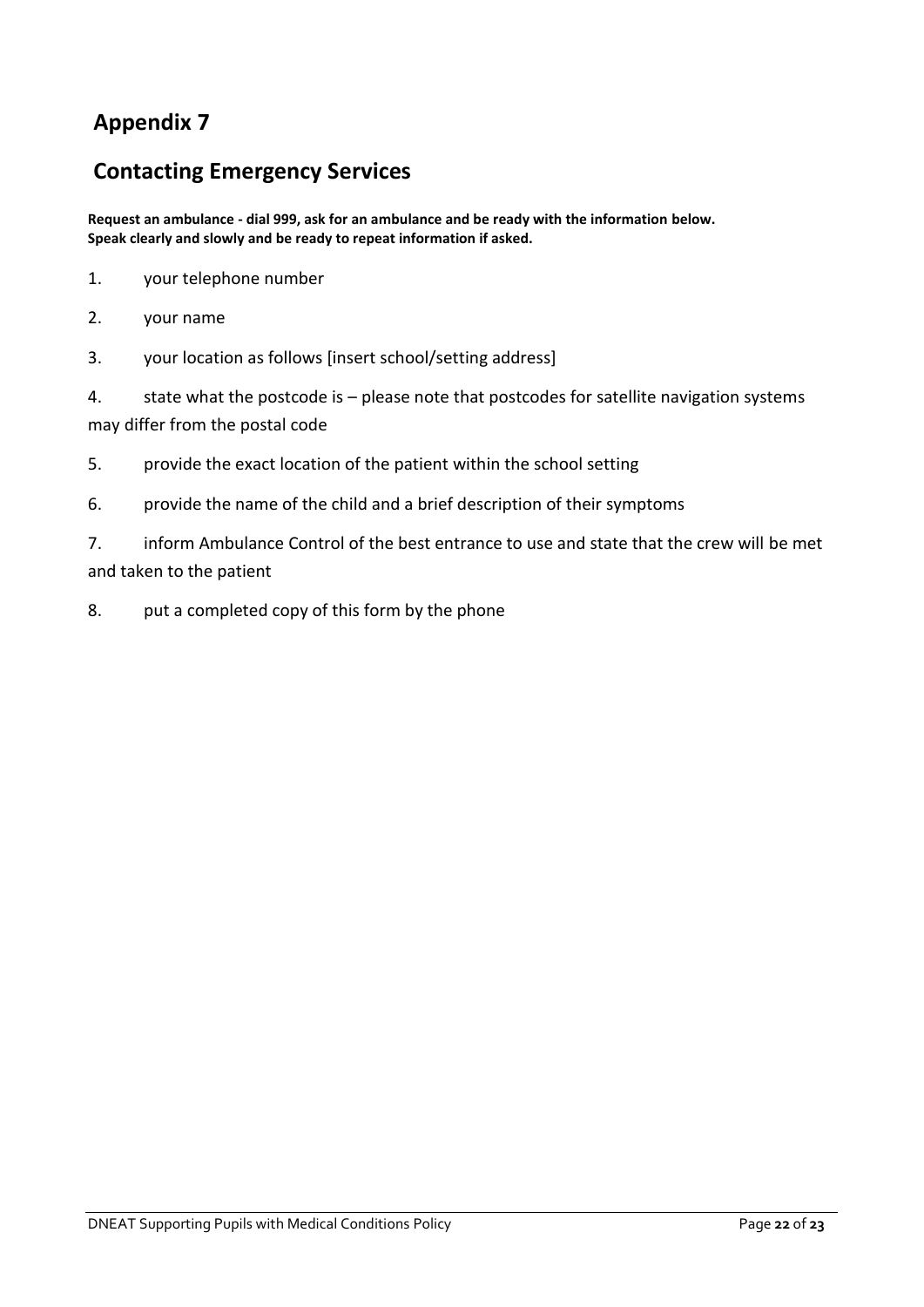## Appendix 7

## Contacting Emergency Services

**Request an ambulance - dial 999, ask for an ambulance and be ready with the information below.**
**Speak clearly and slowly and be ready to repeat information if asked.**

1. your telephone number
2. your name
3. your location as follows [insert school/setting address]
4. state what the postcode is – please note that postcodes for satellite navigation systems may differ from the postal code
5. provide the exact location of the patient within the school setting
6. provide the name of the child and a brief description of their symptoms
7. inform Ambulance Control of the best entrance to use and state that the crew will be met and taken to the patient
8. put a completed copy of this form by the phone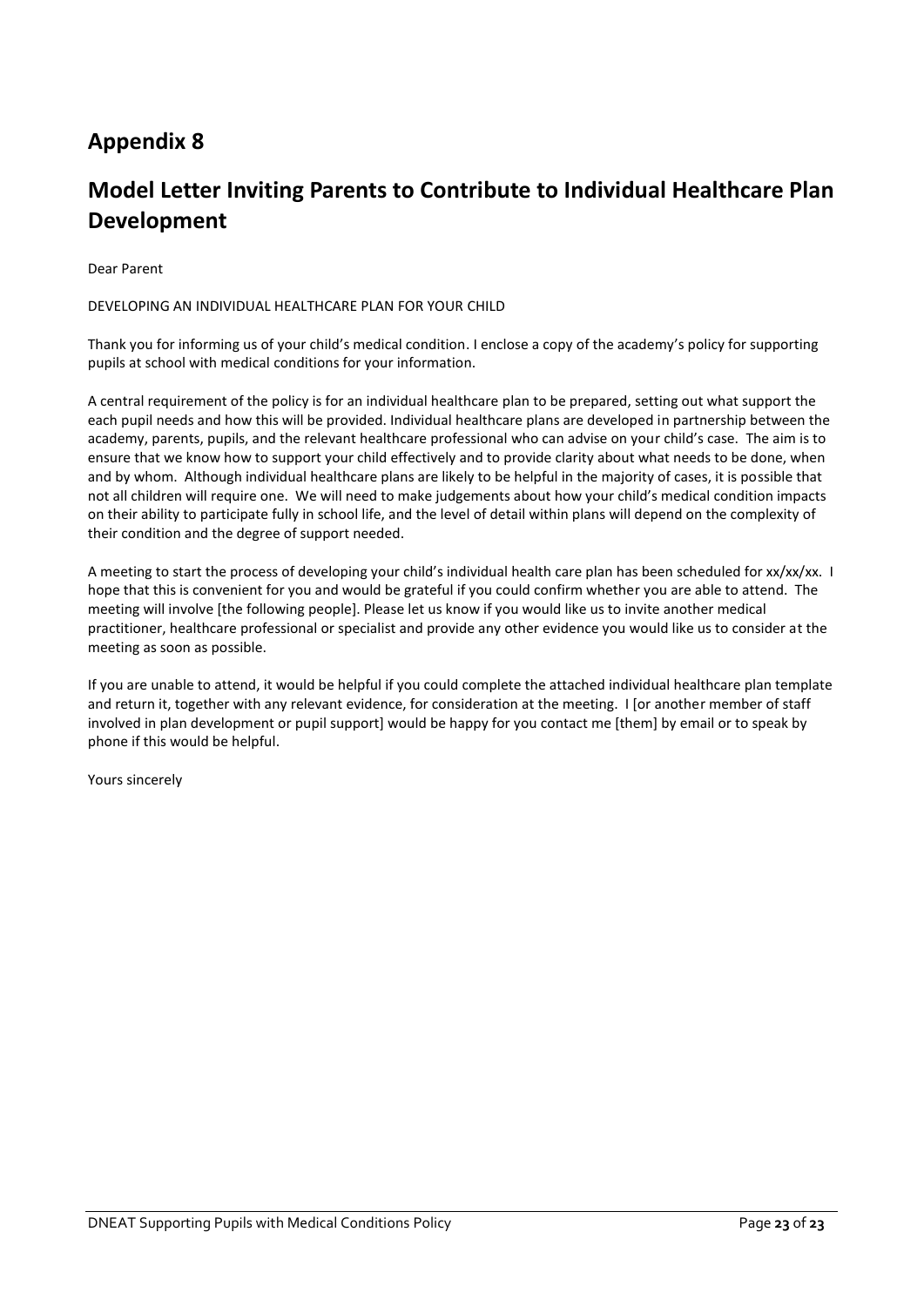## Appendix 8

## Model Letter Inviting Parents to Contribute to Individual Healthcare Plan Development

Dear Parent

DEVELOPING AN INDIVIDUAL HEALTHCARE PLAN FOR YOUR CHILD

Thank you for informing us of your child's medical condition. I enclose a copy of the academy's policy for supporting pupils at school with medical conditions for your information.

A central requirement of the policy is for an individual healthcare plan to be prepared, setting out what support the each pupil needs and how this will be provided. Individual healthcare plans are developed in partnership between the academy, parents, pupils, and the relevant healthcare professional who can advise on your child's case. The aim is to ensure that we know how to support your child effectively and to provide clarity about what needs to be done, when and by whom. Although individual healthcare plans are likely to be helpful in the majority of cases, it is possible that not all children will require one. We will need to make judgements about how your child's medical condition impacts on their ability to participate fully in school life, and the level of detail within plans will depend on the complexity of their condition and the degree of support needed.

A meeting to start the process of developing your child's individual health care plan has been scheduled for xx/xx/xx. I hope that this is convenient for you and would be grateful if you could confirm whether you are able to attend. The meeting will involve [the following people]. Please let us know if you would like us to invite another medical practitioner, healthcare professional or specialist and provide any other evidence you would like us to consider at the meeting as soon as possible.

If you are unable to attend, it would be helpful if you could complete the attached individual healthcare plan template and return it, together with any relevant evidence, for consideration at the meeting. I [or another member of staff involved in plan development or pupil support] would be happy for you contact me [them] by email or to speak by phone if this would be helpful.

Yours sincerely